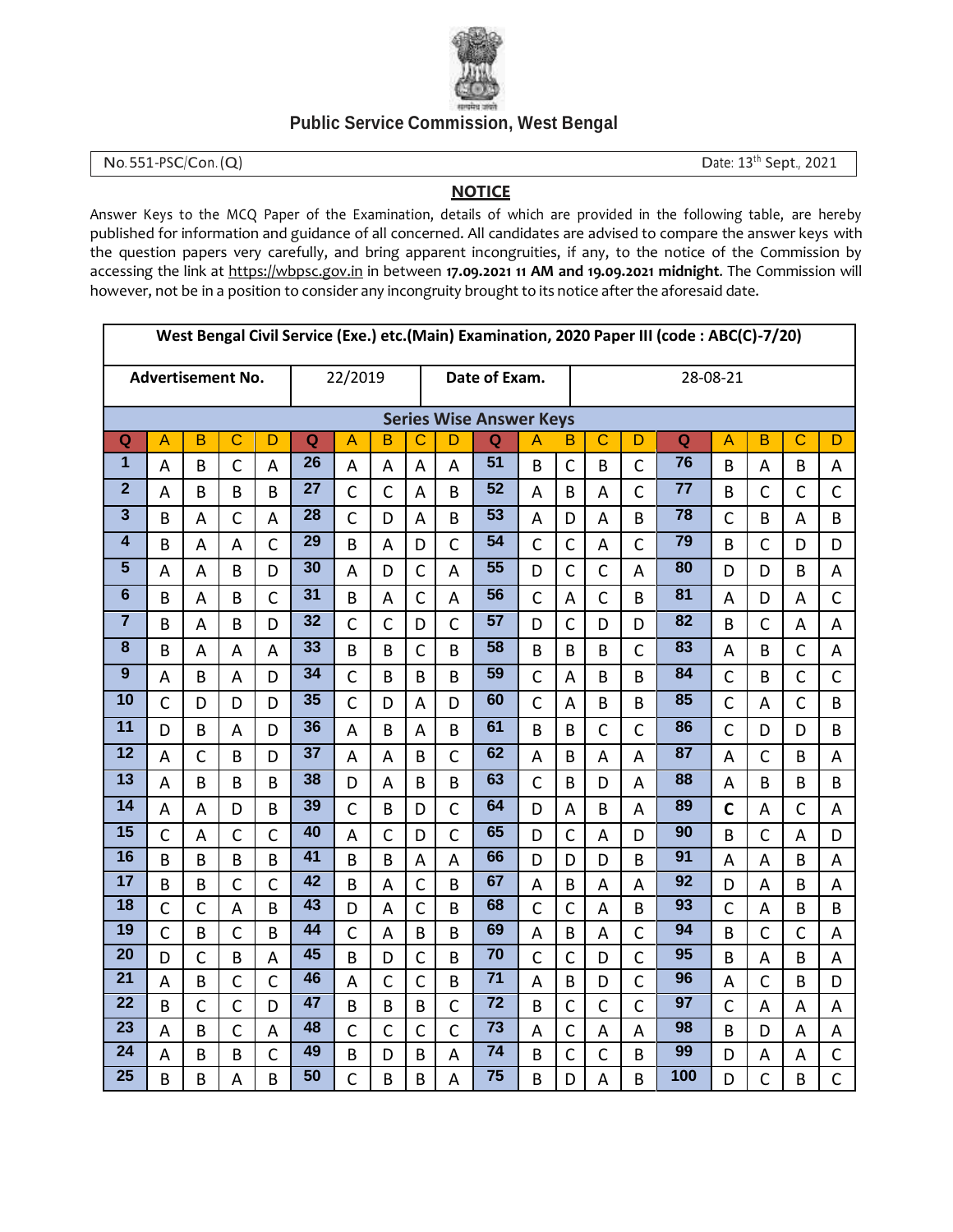## Public Service Commission, West Bengal

No. 551-PSC/Con.(Q) Date: 13th Sept., 2021

## NOTICE

Answer Keys to the MCQ Paper of the Examination, details of which are provided in the following table, are hereby published for information and guidance of all concerned. All candidates are advised to compare the answer keys with the question papers very carefully, and bring apparent incongruities, if any, to the notice of the Commission by accessing the link at https://wbpsc.gov.in in between **17.09.2021 11 AM and 19.09.2021 midnight.** The Commission will however, not be in a position to consider any incongruity brought to its notice after the aforesaid date.

| **West Bengal Civil Service (Exe.) etc.(Main) Examination, 2020 Paper III (code : ABC(C)-7/20)** | | | | | | | | | | | | | | | | | | | |
|---|---|---|---|---|---|---|---|---|---|---|---|---|---|---|---|---|---|---|---|
| **Advertisement No.** | | | | | 22/2019 | | | | | **Date of Exam.** | | | | | 28-08-21 | | | | |
| **Series Wise Answer Keys** | | | | | | | | | | | | | | | | | | | |
| **Q** | **A** | **B** | **C** | **D** | **Q** | **A** | **B** | **C** | **D** | **Q** | **A** | **B** | **C** | **D** | **Q** | **A** | **B** | **C** | **D** |
| 1 | A | B | C | A | 26 | A | A | A | A | 51 | B | C | B | C | 76 | B | A | B | A |
| 2 | A | B | B | B | 27 | C | C | A | B | 52 | A | B | A | C | 77 | B | C | C | C |
| 3 | B | A | C | A | 28 | C | D | A | B | 53 | A | D | A | B | 78 | C | B | A | B |
| 4 | B | A | A | C | 29 | B | A | D | C | 54 | C | C | A | C | 79 | B | C | D | D |
| 5 | A | A | B | D | 30 | A | D | C | A | 55 | D | C | C | A | 80 | D | D | B | A |
| 6 | B | A | B | C | 31 | B | A | C | A | 56 | C | A | C | B | 81 | A | D | A | C |
| 7 | B | A | B | D | 32 | C | C | D | C | 57 | D | C | D | D | 82 | B | C | A | A |
| 8 | B | A | A | A | 33 | B | B | C | B | 58 | B | B | B | C | 83 | A | B | C | A |
| 9 | A | B | A | D | 34 | C | B | B | B | 59 | C | A | B | B | 84 | C | B | C | C |
| 10 | C | D | D | D | 35 | C | D | A | D | 60 | C | A | B | B | 85 | C | A | C | B |
| 11 | D | B | A | D | 36 | A | B | A | B | 61 | B | B | C | C | 86 | C | D | D | B |
| 12 | A | C | B | D | 37 | A | A | B | C | 62 | A | B | A | A | 87 | A | C | B | A |
| 13 | A | B | B | B | 38 | D | A | B | B | 63 | C | B | D | A | 88 | A | B | B | B |
| 14 | A | A | D | B | 39 | C | B | D | C | 64 | D | A | B | A | 89 | **C** | A | C | A |
| 15 | C | A | C | C | 40 | A | C | D | C | 65 | D | C | A | D | 90 | B | C | A | D |
| 16 | B | B | B | B | 41 | B | B | A | A | 66 | D | D | D | B | 91 | A | A | B | A |
| 17 | B | B | C | C | 42 | B | A | C | B | 67 | A | B | A | A | 92 | D | A | B | A |
| 18 | C | C | A | B | 43 | D | A | C | B | 68 | C | C | A | B | 93 | C | A | B | B |
| 19 | C | B | C | B | 44 | C | A | B | B | 69 | A | B | A | C | 94 | B | C | C | A |
| 20 | D | C | B | A | 45 | B | D | C | B | 70 | C | C | D | C | 95 | B | A | B | A |
| 21 | A | B | C | C | 46 | A | C | C | B | 71 | A | B | D | C | 96 | A | C | B | D |
| 22 | B | C | C | D | 47 | B | B | B | C | 72 | B | C | C | C | 97 | C | A | A | A |
| 23 | A | B | C | A | 48 | C | C | C | C | 73 | A | C | A | A | 98 | B | D | A | A |
| 24 | A | B | B | C | 49 | B | D | B | A | 74 | B | C | C | B | 99 | D | A | A | C |
| 25 | B | B | A | B | 50 | C | B | B | A | 75 | B | D | A | B | 100 | D | C | B | C |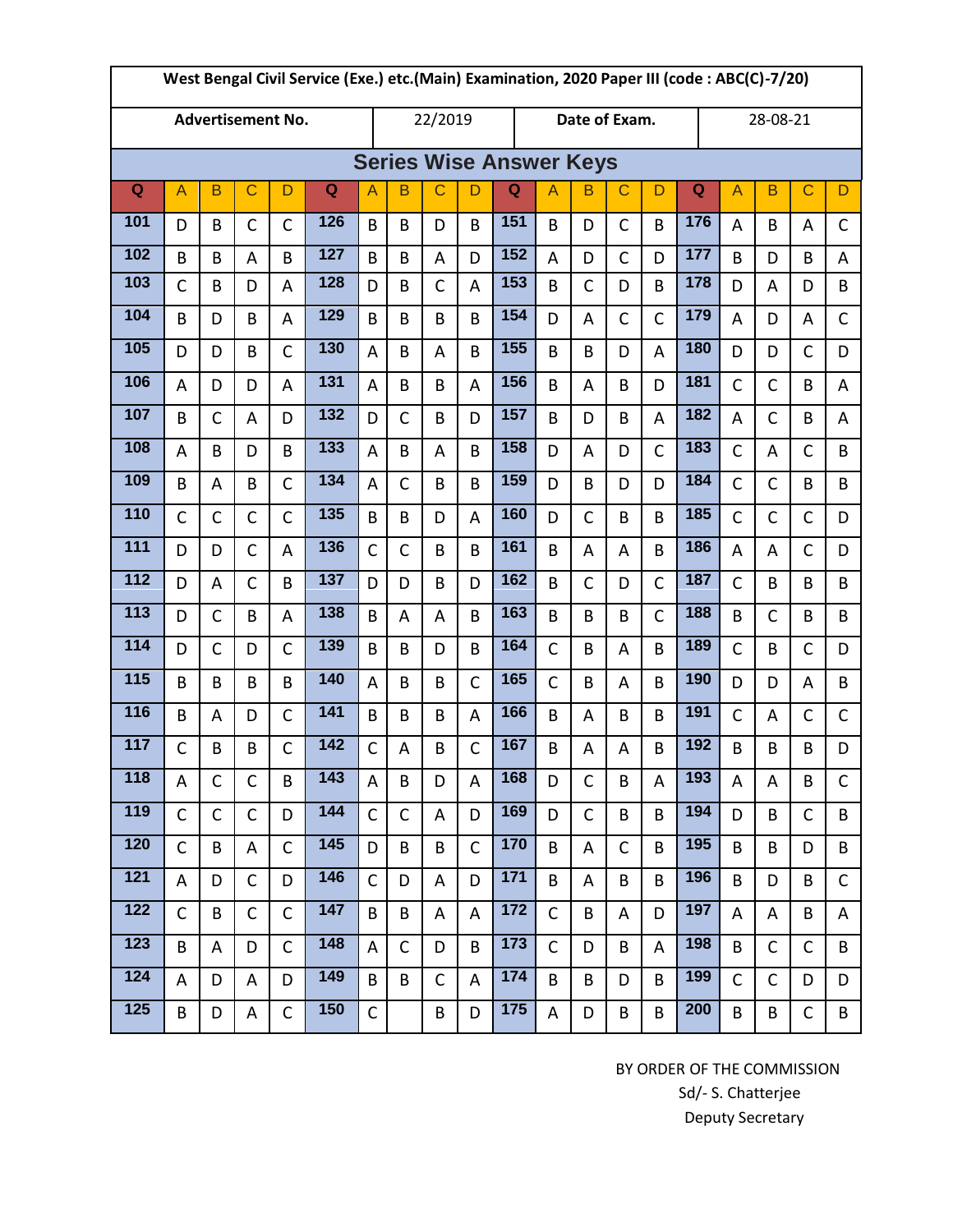West Bengal Civil Service (Exe.) etc.(Main) Examination, 2020 Paper III (code : ABC(C)-7/20)

| Advertisement No. | 22/2019 | Date of Exam. | 28-08-21 |
|---|---|---|---|

## Series Wise Answer Keys

| Q | A | B | C | D | Q | A | B | C | D | Q | A | B | C | D | Q | A | B | C | D |
|---|---|---|---|---|---|---|---|---|---|---|---|---|---|---|---|---|---|---|---|
| 101 | D | B | C | C | 126 | B | B | D | B | 151 | B | D | C | B | 176 | A | B | A | C |
| 102 | B | B | A | B | 127 | B | B | A | D | 152 | A | D | C | D | 177 | B | D | B | A |
| 103 | C | B | D | A | 128 | D | B | C | A | 153 | B | C | D | B | 178 | D | A | D | B |
| 104 | B | D | B | A | 129 | B | B | B | B | 154 | D | A | C | C | 179 | A | D | A | C |
| 105 | D | D | B | C | 130 | A | B | A | B | 155 | B | B | D | A | 180 | D | D | C | D |
| 106 | A | D | D | A | 131 | A | B | B | A | 156 | B | A | B | D | 181 | C | C | B | A |
| 107 | B | C | A | D | 132 | D | C | B | D | 157 | B | D | B | A | 182 | A | C | B | A |
| 108 | A | B | D | B | 133 | A | B | A | B | 158 | D | A | D | C | 183 | C | A | C | B |
| 109 | B | A | B | C | 134 | A | C | B | B | 159 | D | B | D | D | 184 | C | C | B | B |
| 110 | C | C | C | C | 135 | B | B | D | A | 160 | D | C | B | B | 185 | C | C | C | D |
| 111 | D | D | C | A | 136 | C | C | B | B | 161 | B | A | A | B | 186 | A | A | C | D |
| 112 | D | A | C | B | 137 | D | D | B | D | 162 | B | C | D | C | 187 | C | B | B | B |
| 113 | D | C | B | A | 138 | B | A | A | B | 163 | B | B | B | C | 188 | B | C | B | B |
| 114 | D | C | D | C | 139 | B | B | D | B | 164 | C | B | A | B | 189 | C | B | C | D |
| 115 | B | B | B | B | 140 | A | B | B | C | 165 | C | B | A | B | 190 | D | D | A | B |
| 116 | B | A | D | C | 141 | B | B | B | A | 166 | B | A | B | B | 191 | C | A | C | C |
| 117 | C | B | B | C | 142 | C | A | B | C | 167 | B | A | A | B | 192 | B | B | B | D |
| 118 | A | C | C | B | 143 | A | B | D | A | 168 | D | C | B | A | 193 | A | A | B | C |
| 119 | C | C | C | D | 144 | C | C | A | D | 169 | D | C | B | B | 194 | D | B | C | B |
| 120 | C | B | A | C | 145 | D | B | B | C | 170 | B | A | C | B | 195 | B | B | D | B |
| 121 | A | D | C | D | 146 | C | D | A | D | 171 | B | A | B | B | 196 | B | D | B | C |
| 122 | C | B | C | C | 147 | B | B | A | A | 172 | C | B | A | D | 197 | A | A | B | A |
| 123 | B | A | D | C | 148 | A | C | D | B | 173 | C | D | B | A | 198 | B | C | C | B |
| 124 | A | D | A | D | 149 | B | B | C | A | 174 | B | B | D | B | 199 | C | C | D | D |
| 125 | B | D | A | C | 150 | C | | B | D | 175 | A | D | B | B | 200 | B | B | C | B |

BY ORDER OF THE COMMISSION

Sd/- S. Chatterjee

Deputy Secretary